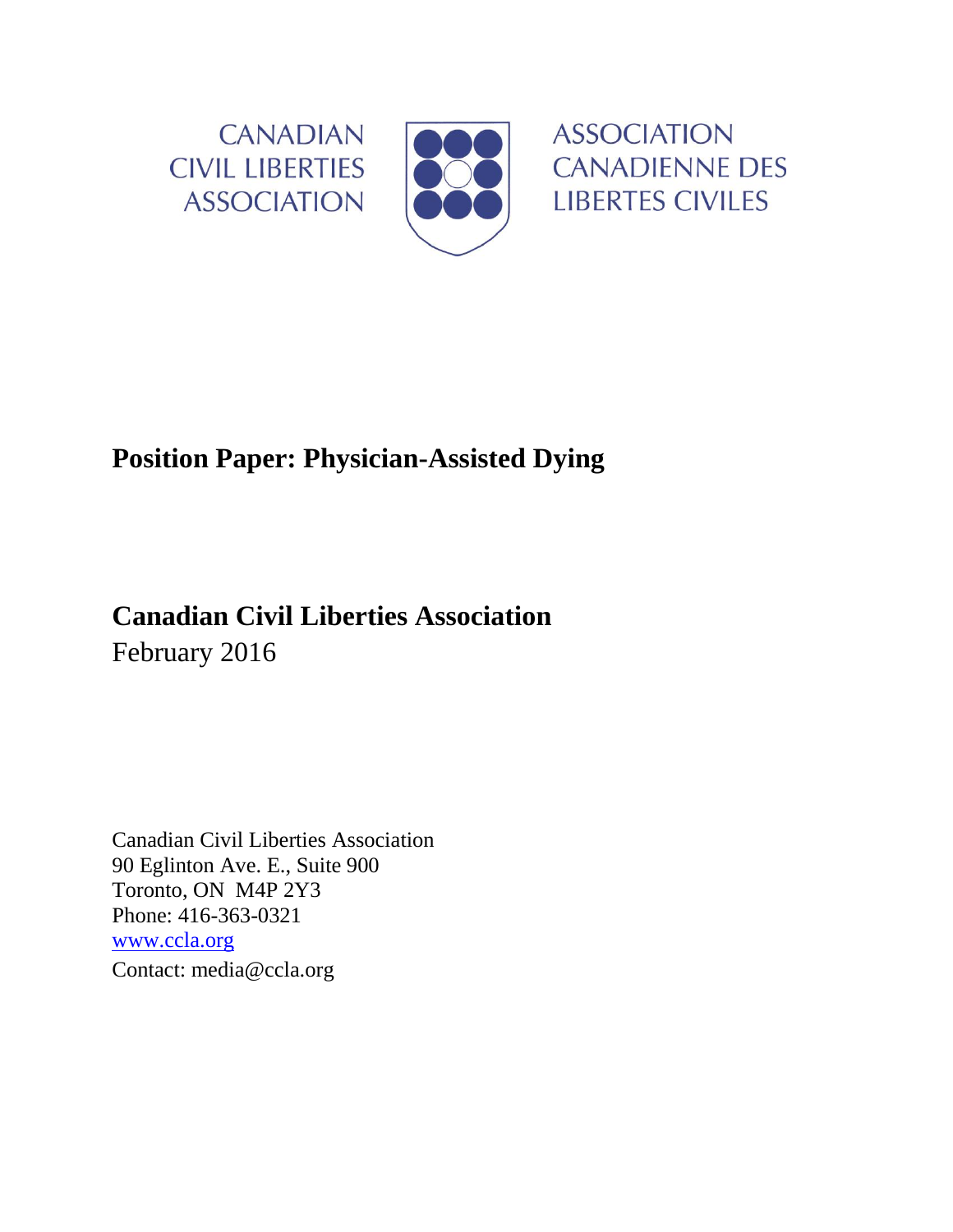CANADIAN CIVIL LIBERTIES ASSOCIATION

ASSOCIATION CANADIENNE DES LIBERTES CIVILES

# Position Paper: Physician-Assisted Dying

## Canadian Civil Liberties Association

February 2016

Canadian Civil Liberties Association
90 Eglinton Ave. E., Suite 900
Toronto, ON M4P 2Y3
Phone: 416-363-0321
www.ccla.org
Contact: media@ccla.org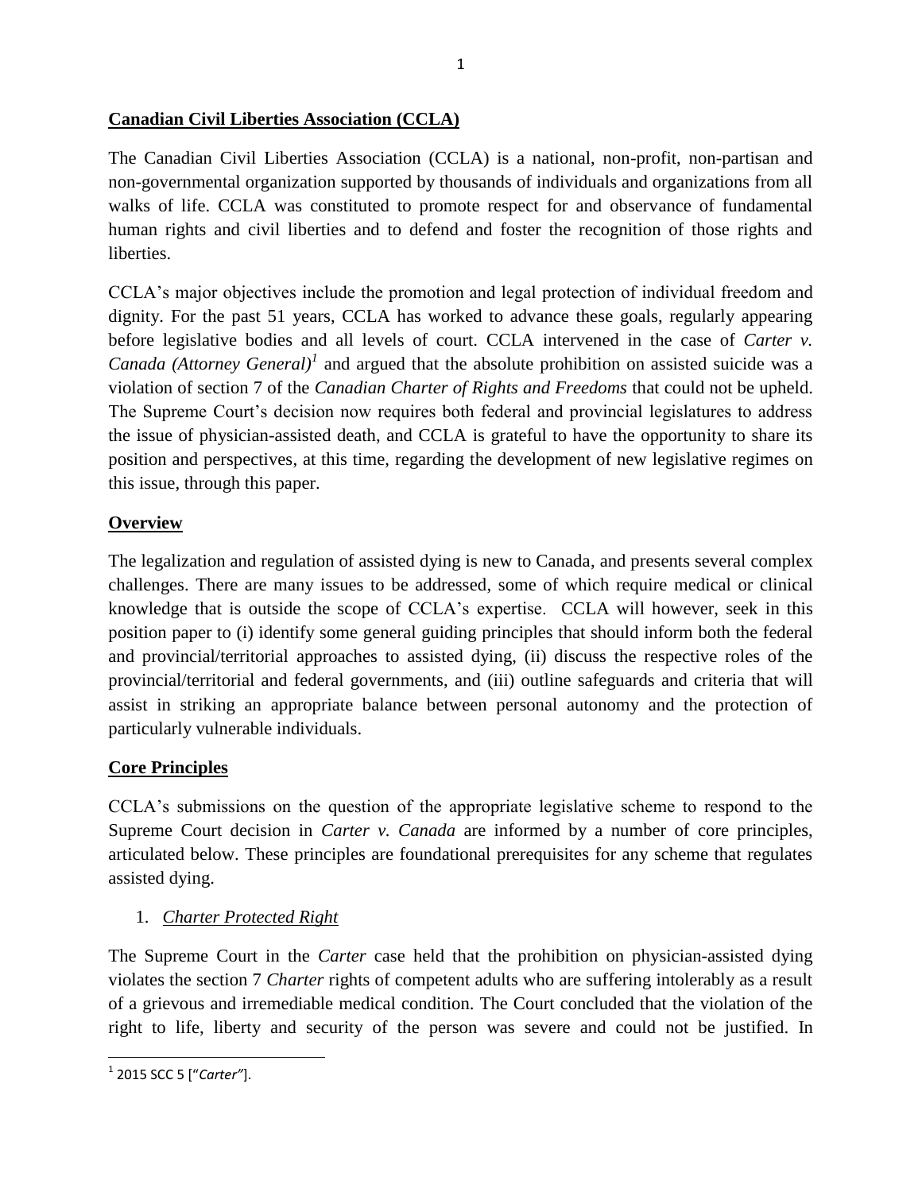## **Canadian Civil Liberties Association (CCLA)**

The Canadian Civil Liberties Association (CCLA) is a national, non-profit, non-partisan and non-governmental organization supported by thousands of individuals and organizations from all walks of life. CCLA was constituted to promote respect for and observance of fundamental human rights and civil liberties and to defend and foster the recognition of those rights and liberties.

CCLA's major objectives include the promotion and legal protection of individual freedom and dignity. For the past 51 years, CCLA has worked to advance these goals, regularly appearing before legislative bodies and all levels of court. CCLA intervened in the case of *Carter v. Canada (Attorney General)*[1] and argued that the absolute prohibition on assisted suicide was a violation of section 7 of the *Canadian Charter of Rights and Freedoms* that could not be upheld. The Supreme Court's decision now requires both federal and provincial legislatures to address the issue of physician-assisted death, and CCLA is grateful to have the opportunity to share its position and perspectives, at this time, regarding the development of new legislative regimes on this issue, through this paper.

## **Overview**

The legalization and regulation of assisted dying is new to Canada, and presents several complex challenges. There are many issues to be addressed, some of which require medical or clinical knowledge that is outside the scope of CCLA's expertise. CCLA will however, seek in this position paper to (i) identify some general guiding principles that should inform both the federal and provincial/territorial approaches to assisted dying, (ii) discuss the respective roles of the provincial/territorial and federal governments, and (iii) outline safeguards and criteria that will assist in striking an appropriate balance between personal autonomy and the protection of particularly vulnerable individuals.

## **Core Principles**

CCLA's submissions on the question of the appropriate legislative scheme to respond to the Supreme Court decision in *Carter v. Canada* are informed by a number of core principles, articulated below. These principles are foundational prerequisites for any scheme that regulates assisted dying.

1. *Charter Protected Right*

The Supreme Court in the *Carter* case held that the prohibition on physician-assisted dying violates the section 7 *Charter* rights of competent adults who are suffering intolerably as a result of a grievous and irremediable medical condition. The Court concluded that the violation of the right to life, liberty and security of the person was severe and could not be justified. In

---

[1] 2015 SCC 5 ["*Carter*"].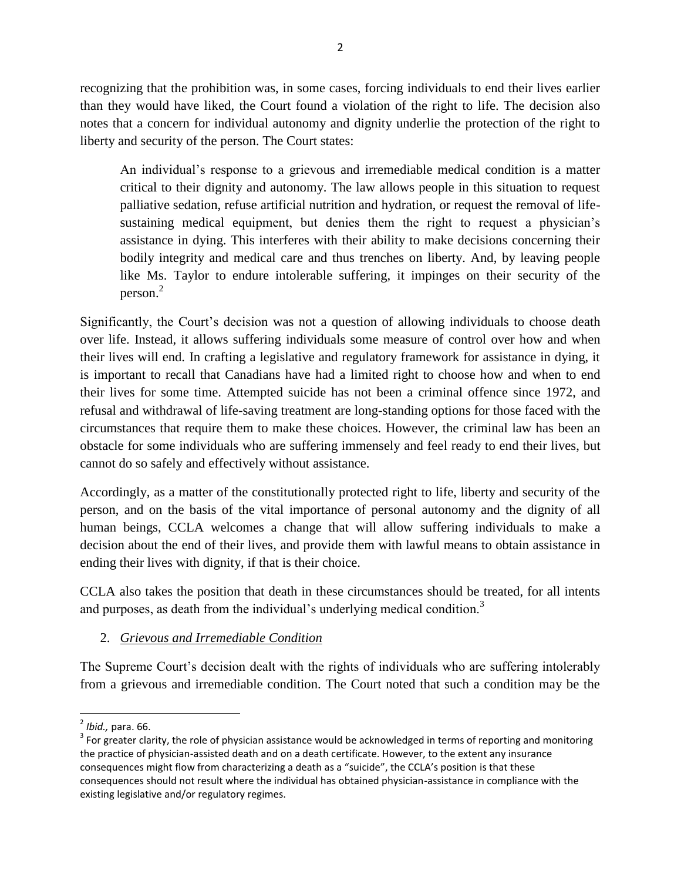recognizing that the prohibition was, in some cases, forcing individuals to end their lives earlier than they would have liked, the Court found a violation of the right to life. The decision also notes that a concern for individual autonomy and dignity underlie the protection of the right to liberty and security of the person. The Court states:

> An individual's response to a grievous and irremediable medical condition is a matter critical to their dignity and autonomy. The law allows people in this situation to request palliative sedation, refuse artificial nutrition and hydration, or request the removal of life-sustaining medical equipment, but denies them the right to request a physician's assistance in dying. This interferes with their ability to make decisions concerning their bodily integrity and medical care and thus trenches on liberty. And, by leaving people like Ms. Taylor to endure intolerable suffering, it impinges on their security of the person.[2]

Significantly, the Court's decision was not a question of allowing individuals to choose death over life. Instead, it allows suffering individuals some measure of control over how and when their lives will end. In crafting a legislative and regulatory framework for assistance in dying, it is important to recall that Canadians have had a limited right to choose how and when to end their lives for some time. Attempted suicide has not been a criminal offence since 1972, and refusal and withdrawal of life-saving treatment are long-standing options for those faced with the circumstances that require them to make these choices. However, the criminal law has been an obstacle for some individuals who are suffering immensely and feel ready to end their lives, but cannot do so safely and effectively without assistance.

Accordingly, as a matter of the constitutionally protected right to life, liberty and security of the person, and on the basis of the vital importance of personal autonomy and the dignity of all human beings, CCLA welcomes a change that will allow suffering individuals to make a decision about the end of their lives, and provide them with lawful means to obtain assistance in ending their lives with dignity, if that is their choice.

CCLA also takes the position that death in these circumstances should be treated, for all intents and purposes, as death from the individual's underlying medical condition.[3]

2. *Grievous and Irremediable Condition*

The Supreme Court's decision dealt with the rights of individuals who are suffering intolerably from a grievous and irremediable condition. The Court noted that such a condition may be the

---

[2] *Ibid.,* para. 66.

[3] For greater clarity, the role of physician assistance would be acknowledged in terms of reporting and monitoring the practice of physician-assisted death and on a death certificate. However, to the extent any insurance consequences might flow from characterizing a death as a "suicide", the CCLA's position is that these consequences should not result where the individual has obtained physician-assistance in compliance with the existing legislative and/or regulatory regimes.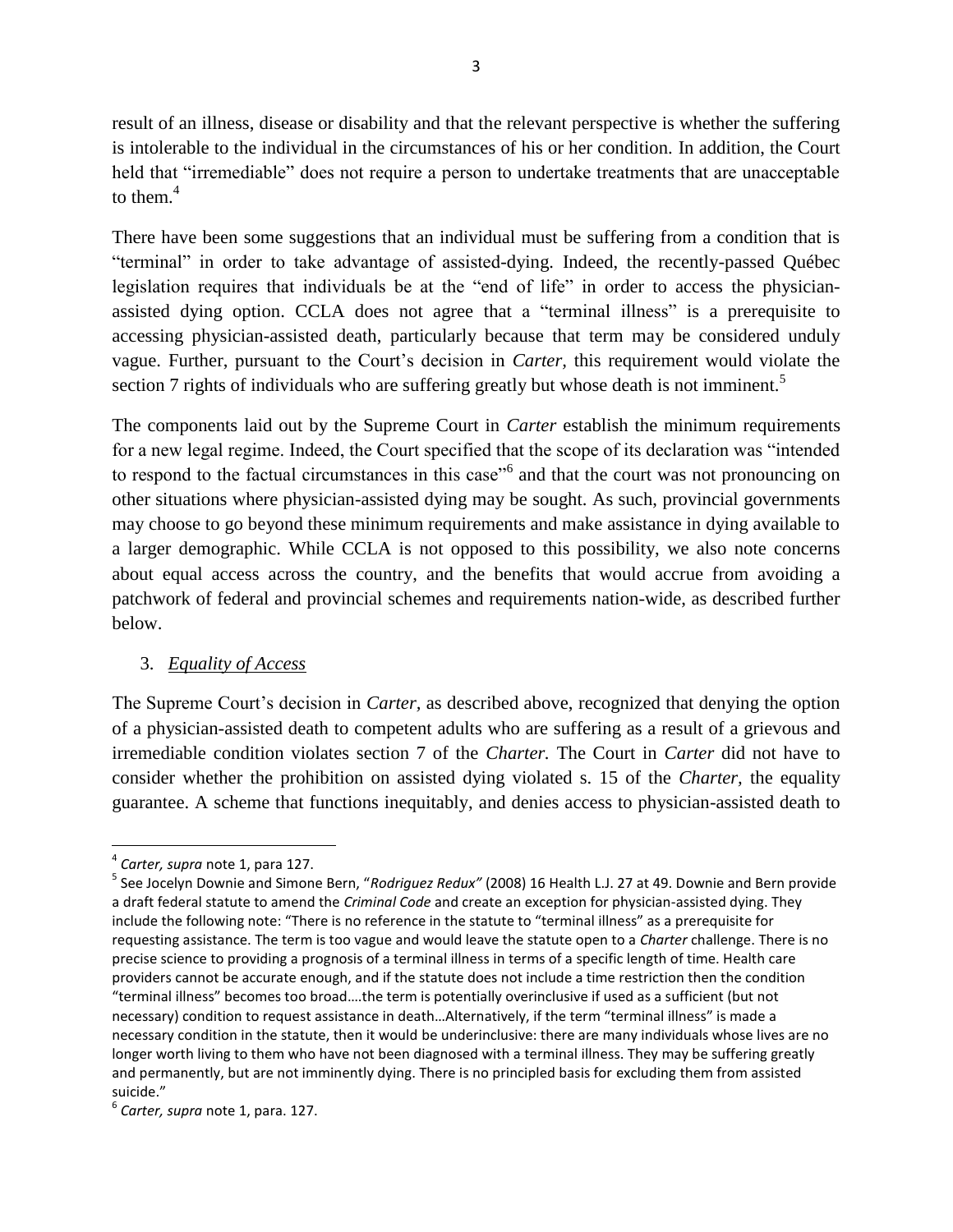result of an illness, disease or disability and that the relevant perspective is whether the suffering is intolerable to the individual in the circumstances of his or her condition. In addition, the Court held that "irremediable" does not require a person to undertake treatments that are unacceptable to them.[4]

There have been some suggestions that an individual must be suffering from a condition that is "terminal" in order to take advantage of assisted-dying. Indeed, the recently-passed Québec legislation requires that individuals be at the "end of life" in order to access the physician-assisted dying option. CCLA does not agree that a "terminal illness" is a prerequisite to accessing physician-assisted death, particularly because that term may be considered unduly vague. Further, pursuant to the Court's decision in *Carter*, this requirement would violate the section 7 rights of individuals who are suffering greatly but whose death is not imminent.[5]

The components laid out by the Supreme Court in *Carter* establish the minimum requirements for a new legal regime. Indeed, the Court specified that the scope of its declaration was "intended to respond to the factual circumstances in this case"[6] and that the court was not pronouncing on other situations where physician-assisted dying may be sought. As such, provincial governments may choose to go beyond these minimum requirements and make assistance in dying available to a larger demographic. While CCLA is not opposed to this possibility, we also note concerns about equal access across the country, and the benefits that would accrue from avoiding a patchwork of federal and provincial schemes and requirements nation-wide, as described further below.

3. ***Equality of Access***

The Supreme Court's decision in *Carter*, as described above, recognized that denying the option of a physician-assisted death to competent adults who are suffering as a result of a grievous and irremediable condition violates section 7 of the *Charter.* The Court in *Carter* did not have to consider whether the prohibition on assisted dying violated s. 15 of the *Charter*, the equality guarantee. A scheme that functions inequitably, and denies access to physician-assisted death to

---

[4] *Carter, supra* note 1, para 127.

[5] See Jocelyn Downie and Simone Bern, "*Rodriguez Redux"* (2008) 16 Health L.J. 27 at 49. Downie and Bern provide a draft federal statute to amend the *Criminal Code* and create an exception for physician-assisted dying. They include the following note: "There is no reference in the statute to "terminal illness" as a prerequisite for requesting assistance. The term is too vague and would leave the statute open to a *Charter* challenge. There is no precise science to providing a prognosis of a terminal illness in terms of a specific length of time. Health care providers cannot be accurate enough, and if the statute does not include a time restriction then the condition "terminal illness" becomes too broad….the term is potentially overinclusive if used as a sufficient (but not necessary) condition to request assistance in death…Alternatively, if the term "terminal illness" is made a necessary condition in the statute, then it would be underinclusive: there are many individuals whose lives are no longer worth living to them who have not been diagnosed with a terminal illness. They may be suffering greatly and permanently, but are not imminently dying. There is no principled basis for excluding them from assisted suicide."

[6] *Carter, supra* note 1, para. 127.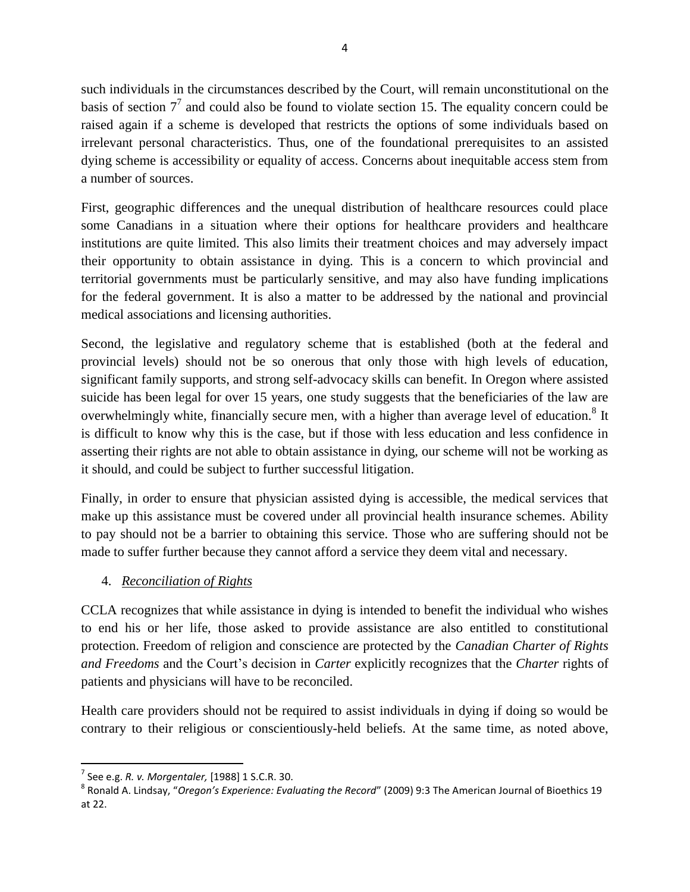such individuals in the circumstances described by the Court, will remain unconstitutional on the basis of section 7[7] and could also be found to violate section 15. The equality concern could be raised again if a scheme is developed that restricts the options of some individuals based on irrelevant personal characteristics. Thus, one of the foundational prerequisites to an assisted dying scheme is accessibility or equality of access. Concerns about inequitable access stem from a number of sources.

First, geographic differences and the unequal distribution of healthcare resources could place some Canadians in a situation where their options for healthcare providers and healthcare institutions are quite limited. This also limits their treatment choices and may adversely impact their opportunity to obtain assistance in dying. This is a concern to which provincial and territorial governments must be particularly sensitive, and may also have funding implications for the federal government. It is also a matter to be addressed by the national and provincial medical associations and licensing authorities.

Second, the legislative and regulatory scheme that is established (both at the federal and provincial levels) should not be so onerous that only those with high levels of education, significant family supports, and strong self-advocacy skills can benefit. In Oregon where assisted suicide has been legal for over 15 years, one study suggests that the beneficiaries of the law are overwhelmingly white, financially secure men, with a higher than average level of education.[8] It is difficult to know why this is the case, but if those with less education and less confidence in asserting their rights are not able to obtain assistance in dying, our scheme will not be working as it should, and could be subject to further successful litigation.

Finally, in order to ensure that physician assisted dying is accessible, the medical services that make up this assistance must be covered under all provincial health insurance schemes. Ability to pay should not be a barrier to obtaining this service. Those who are suffering should not be made to suffer further because they cannot afford a service they deem vital and necessary.

4. *Reconciliation of Rights*

CCLA recognizes that while assistance in dying is intended to benefit the individual who wishes to end his or her life, those asked to provide assistance are also entitled to constitutional protection. Freedom of religion and conscience are protected by the *Canadian Charter of Rights and Freedoms* and the Court's decision in *Carter* explicitly recognizes that the *Charter* rights of patients and physicians will have to be reconciled.

Health care providers should not be required to assist individuals in dying if doing so would be contrary to their religious or conscientiously-held beliefs. At the same time, as noted above,

---

[7] See e.g. *R. v. Morgentaler,* [1988] 1 S.C.R. 30.

[8] Ronald A. Lindsay, "*Oregon's Experience: Evaluating the Record*" (2009) 9:3 The American Journal of Bioethics 19 at 22.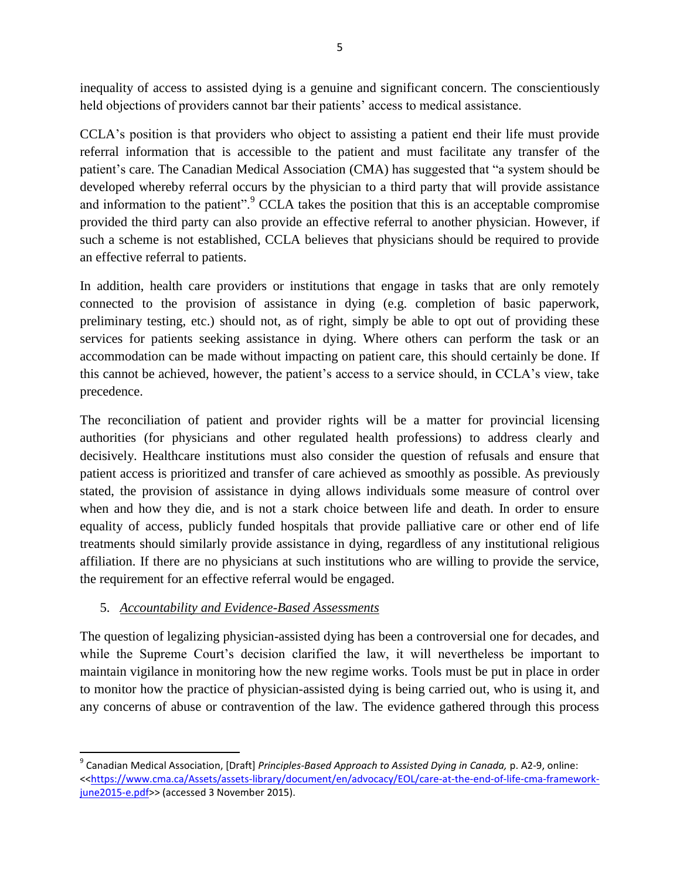inequality of access to assisted dying is a genuine and significant concern. The conscientiously held objections of providers cannot bar their patients' access to medical assistance.

CCLA's position is that providers who object to assisting a patient end their life must provide referral information that is accessible to the patient and must facilitate any transfer of the patient's care. The Canadian Medical Association (CMA) has suggested that "a system should be developed whereby referral occurs by the physician to a third party that will provide assistance and information to the patient".[9] CCLA takes the position that this is an acceptable compromise provided the third party can also provide an effective referral to another physician. However, if such a scheme is not established, CCLA believes that physicians should be required to provide an effective referral to patients.

In addition, health care providers or institutions that engage in tasks that are only remotely connected to the provision of assistance in dying (e.g. completion of basic paperwork, preliminary testing, etc.) should not, as of right, simply be able to opt out of providing these services for patients seeking assistance in dying. Where others can perform the task or an accommodation can be made without impacting on patient care, this should certainly be done. If this cannot be achieved, however, the patient's access to a service should, in CCLA's view, take precedence.

The reconciliation of patient and provider rights will be a matter for provincial licensing authorities (for physicians and other regulated health professions) to address clearly and decisively. Healthcare institutions must also consider the question of refusals and ensure that patient access is prioritized and transfer of care achieved as smoothly as possible. As previously stated, the provision of assistance in dying allows individuals some measure of control over when and how they die, and is not a stark choice between life and death. In order to ensure equality of access, publicly funded hospitals that provide palliative care or other end of life treatments should similarly provide assistance in dying, regardless of any institutional religious affiliation. If there are no physicians at such institutions who are willing to provide the service, the requirement for an effective referral would be engaged.

5. *Accountability and Evidence-Based Assessments*

The question of legalizing physician-assisted dying has been a controversial one for decades, and while the Supreme Court's decision clarified the law, it will nevertheless be important to maintain vigilance in monitoring how the new regime works. Tools must be put in place in order to monitor how the practice of physician-assisted dying is being carried out, who is using it, and any concerns of abuse or contravention of the law. The evidence gathered through this process

---

[9] Canadian Medical Association, [Draft] *Principles-Based Approach to Assisted Dying in Canada,* p. A2-9, online: <<https://www.cma.ca/Assets/assets-library/document/en/advocacy/EOL/care-at-the-end-of-life-cma-framework-june2015-e.pdf>> (accessed 3 November 2015).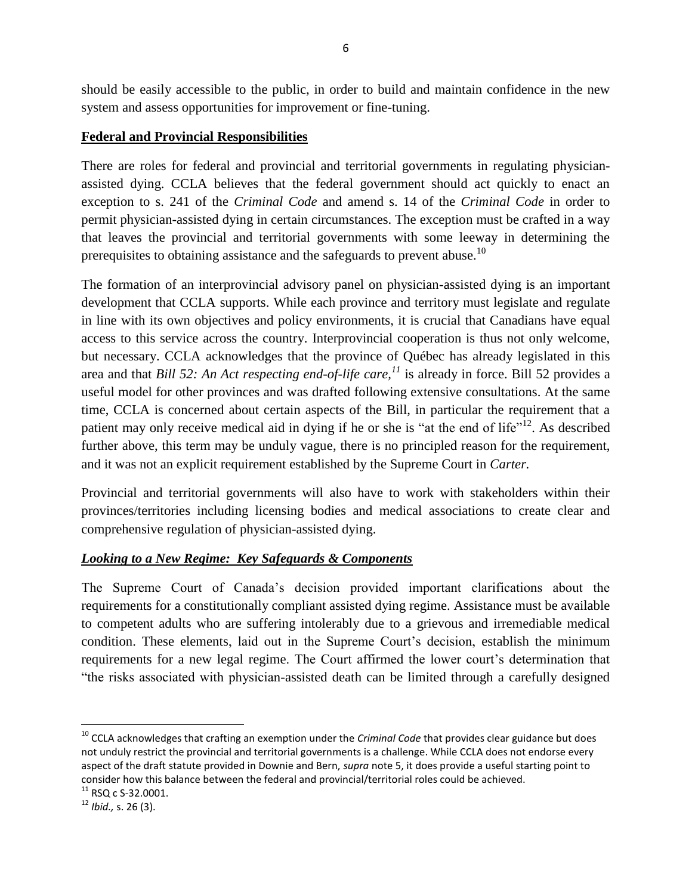should be easily accessible to the public, in order to build and maintain confidence in the new system and assess opportunities for improvement or fine-tuning.

**Federal and Provincial Responsibilities**

There are roles for federal and provincial and territorial governments in regulating physician-assisted dying. CCLA believes that the federal government should act quickly to enact an exception to s. 241 of the *Criminal Code* and amend s. 14 of the *Criminal Code* in order to permit physician-assisted dying in certain circumstances. The exception must be crafted in a way that leaves the provincial and territorial governments with some leeway in determining the prerequisites to obtaining assistance and the safeguards to prevent abuse.[10]

The formation of an interprovincial advisory panel on physician-assisted dying is an important development that CCLA supports. While each province and territory must legislate and regulate in line with its own objectives and policy environments, it is crucial that Canadians have equal access to this service across the country. Interprovincial cooperation is thus not only welcome, but necessary. CCLA acknowledges that the province of Québec has already legislated in this area and that *Bill 52: An Act respecting end-of-life care,*[11] is already in force. Bill 52 provides a useful model for other provinces and was drafted following extensive consultations. At the same time, CCLA is concerned about certain aspects of the Bill, in particular the requirement that a patient may only receive medical aid in dying if he or she is "at the end of life"[12]. As described further above, this term may be unduly vague, there is no principled reason for the requirement, and it was not an explicit requirement established by the Supreme Court in *Carter.*

Provincial and territorial governments will also have to work with stakeholders within their provinces/territories including licensing bodies and medical associations to create clear and comprehensive regulation of physician-assisted dying.

***Looking to a New Regime: Key Safeguards & Components***

The Supreme Court of Canada's decision provided important clarifications about the requirements for a constitutionally compliant assisted dying regime. Assistance must be available to competent adults who are suffering intolerably due to a grievous and irremediable medical condition. These elements, laid out in the Supreme Court's decision, establish the minimum requirements for a new legal regime. The Court affirmed the lower court's determination that "the risks associated with physician-assisted death can be limited through a carefully designed

---

[10] CCLA acknowledges that crafting an exemption under the *Criminal Code* that provides clear guidance but does not unduly restrict the provincial and territorial governments is a challenge. While CCLA does not endorse every aspect of the draft statute provided in Downie and Bern, *supra* note 5, it does provide a useful starting point to consider how this balance between the federal and provincial/territorial roles could be achieved.

[11] RSQ c S-32.0001.

[12] *Ibid.,* s. 26 (3).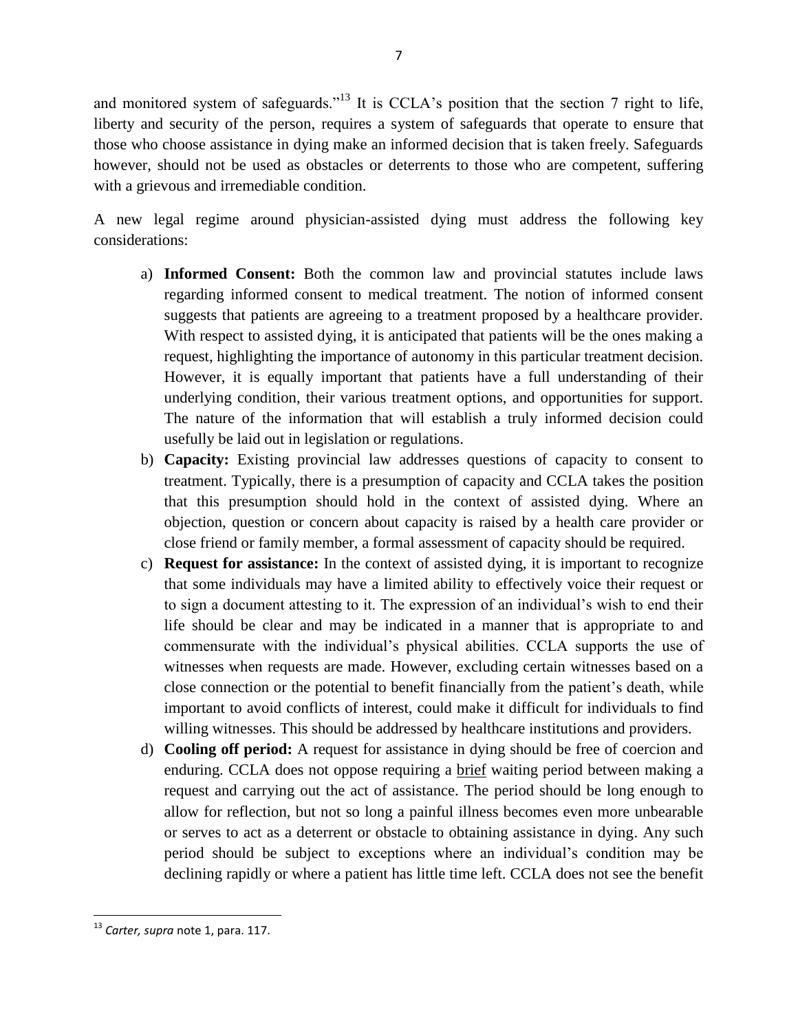and monitored system of safeguards."[13] It is CCLA's position that the section 7 right to life, liberty and security of the person, requires a system of safeguards that operate to ensure that those who choose assistance in dying make an informed decision that is taken freely. Safeguards however, should not be used as obstacles or deterrents to those who are competent, suffering with a grievous and irremediable condition.

A new legal regime around physician-assisted dying must address the following key considerations:

a) **Informed Consent:** Both the common law and provincial statutes include laws regarding informed consent to medical treatment. The notion of informed consent suggests that patients are agreeing to a treatment proposed by a healthcare provider. With respect to assisted dying, it is anticipated that patients will be the ones making a request, highlighting the importance of autonomy in this particular treatment decision. However, it is equally important that patients have a full understanding of their underlying condition, their various treatment options, and opportunities for support. The nature of the information that will establish a truly informed decision could usefully be laid out in legislation or regulations.

b) **Capacity:** Existing provincial law addresses questions of capacity to consent to treatment. Typically, there is a presumption of capacity and CCLA takes the position that this presumption should hold in the context of assisted dying. Where an objection, question or concern about capacity is raised by a health care provider or close friend or family member, a formal assessment of capacity should be required.

c) **Request for assistance:** In the context of assisted dying, it is important to recognize that some individuals may have a limited ability to effectively voice their request or to sign a document attesting to it. The expression of an individual's wish to end their life should be clear and may be indicated in a manner that is appropriate to and commensurate with the individual's physical abilities. CCLA supports the use of witnesses when requests are made. However, excluding certain witnesses based on a close connection or the potential to benefit financially from the patient's death, while important to avoid conflicts of interest, could make it difficult for individuals to find willing witnesses. This should be addressed by healthcare institutions and providers.

d) **Cooling off period:** A request for assistance in dying should be free of coercion and enduring. CCLA does not oppose requiring a brief waiting period between making a request and carrying out the act of assistance. The period should be long enough to allow for reflection, but not so long a painful illness becomes even more unbearable or serves to act as a deterrent or obstacle to obtaining assistance in dying. Any such period should be subject to exceptions where an individual's condition may be declining rapidly or where a patient has little time left. CCLA does not see the benefit

---

[13] *Carter, supra* note 1, para. 117.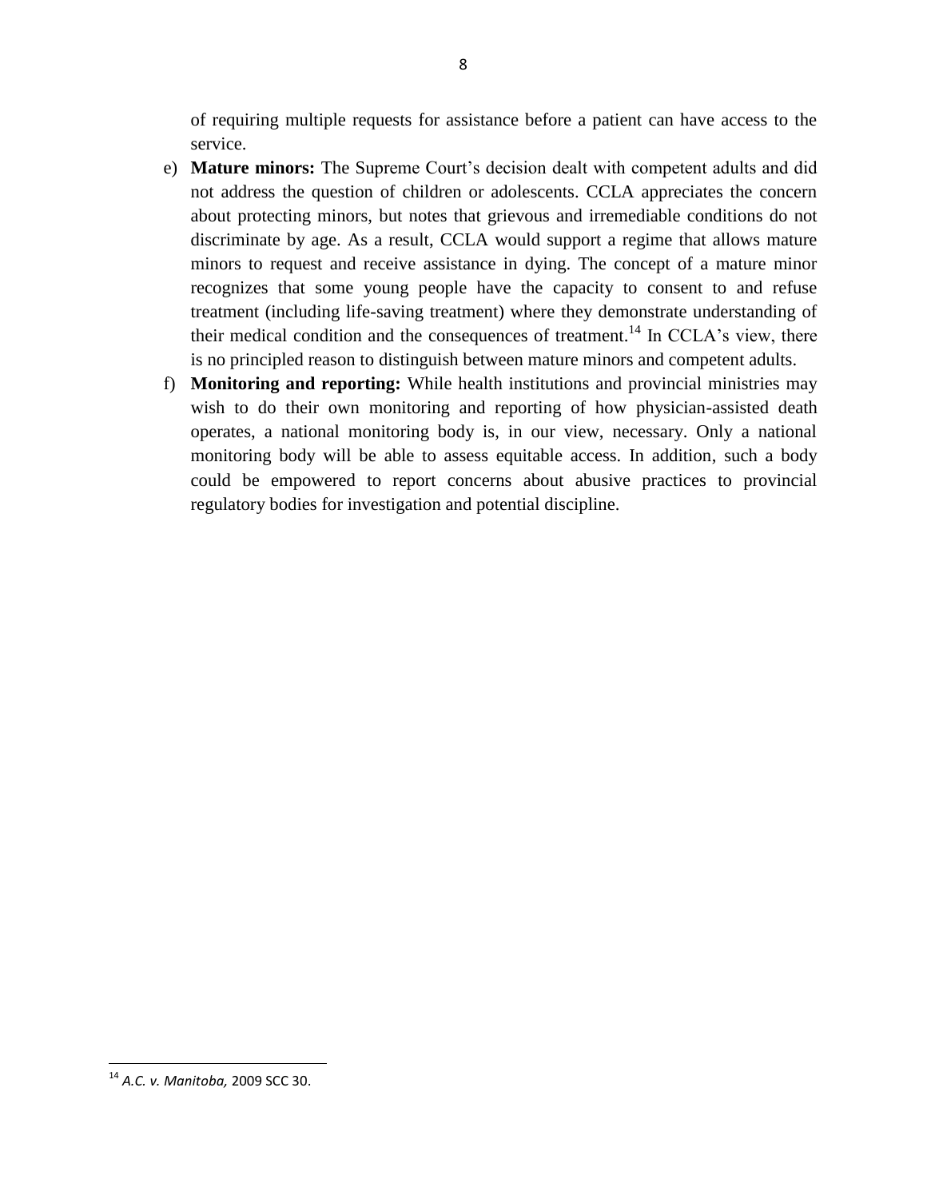of requiring multiple requests for assistance before a patient can have access to the service.

e) **Mature minors:** The Supreme Court's decision dealt with competent adults and did not address the question of children or adolescents. CCLA appreciates the concern about protecting minors, but notes that grievous and irremediable conditions do not discriminate by age. As a result, CCLA would support a regime that allows mature minors to request and receive assistance in dying. The concept of a mature minor recognizes that some young people have the capacity to consent to and refuse treatment (including life-saving treatment) where they demonstrate understanding of their medical condition and the consequences of treatment.[14] In CCLA's view, there is no principled reason to distinguish between mature minors and competent adults.

f) **Monitoring and reporting:** While health institutions and provincial ministries may wish to do their own monitoring and reporting of how physician-assisted death operates, a national monitoring body is, in our view, necessary. Only a national monitoring body will be able to assess equitable access. In addition, such a body could be empowered to report concerns about abusive practices to provincial regulatory bodies for investigation and potential discipline.

---

[14] *A.C. v. Manitoba,* 2009 SCC 30.